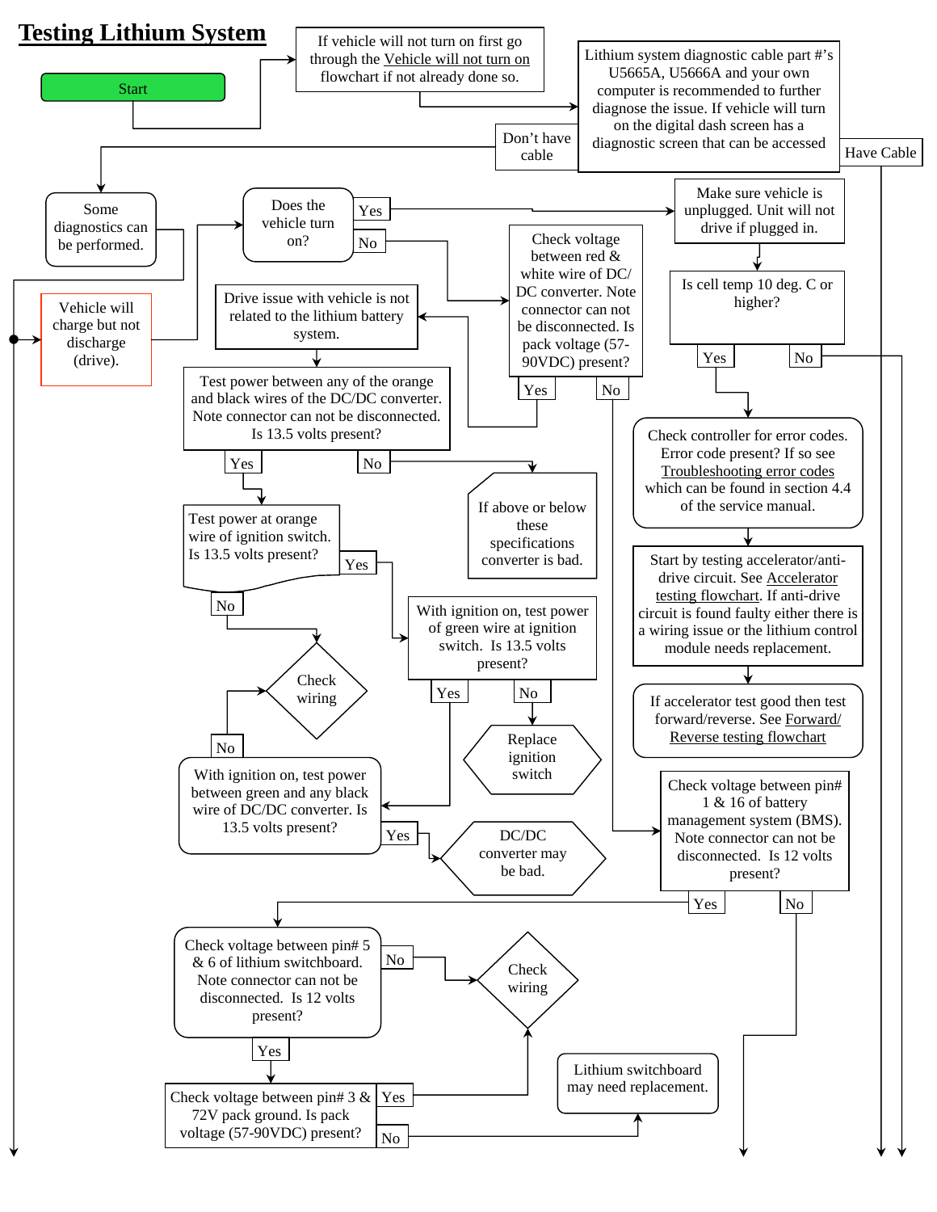# Testing Lithium System

Start

If vehicle will not turn on first go through the Vehicle will not turn on flowchart if not already done so.

Lithium system diagnostic cable part #'s U5665A, U5666A and your own computer is recommended to further diagnose the issue. If vehicle will turn on the digital dash screen has a diagnostic screen that can be accessed

Don't have cable

Have Cable

Some diagnostics can be performed.

Does the vehicle turn on?

Yes

No

Make sure vehicle is unplugged. Unit will not drive if plugged in.

Check voltage between red & white wire of DC/DC converter. Note connector can not be disconnected. Is pack voltage (57-90VDC) present?

Is cell temp 10 deg. C or higher?

Vehicle will charge but not discharge (drive).

Drive issue with vehicle is not related to the lithium battery system.

Yes

No

Yes

No

Test power between any of the orange and black wires of the DC/DC converter. Note connector can not be disconnected. Is 13.5 volts present?

Check controller for error codes. Error code present? If so see Troubleshooting error codes which can be found in section 4.4 of the service manual.

Yes

No

If above or below these specifications converter is bad.

Test power at orange wire of ignition switch. Is 13.5 volts present?

Yes

Start by testing accelerator/anti-drive circuit. See Accelerator testing flowchart. If anti-drive circuit is found faulty either there is a wiring issue or the lithium control module needs replacement.

No

With ignition on, test power of green wire at ignition switch. Is 13.5 volts present?

Check wiring

Yes

No

If accelerator test good then test forward/reverse. See Forward/Reverse testing flowchart

No

Replace ignition switch

With ignition on, test power between green and any black wire of DC/DC converter. Is 13.5 volts present?

Check voltage between pin# 1 & 16 of battery management system (BMS). Note connector can not be disconnected. Is 12 volts present?

Yes

DC/DC converter may be bad.

Yes

No

Check voltage between pin# 5 & 6 of lithium switchboard. Note connector can not be disconnected. Is 12 volts present?

No

Check wiring

Yes

Lithium switchboard may need replacement.

Check voltage between pin# 3 & 72V pack ground. Is pack voltage (57-90VDC) present?

Yes

No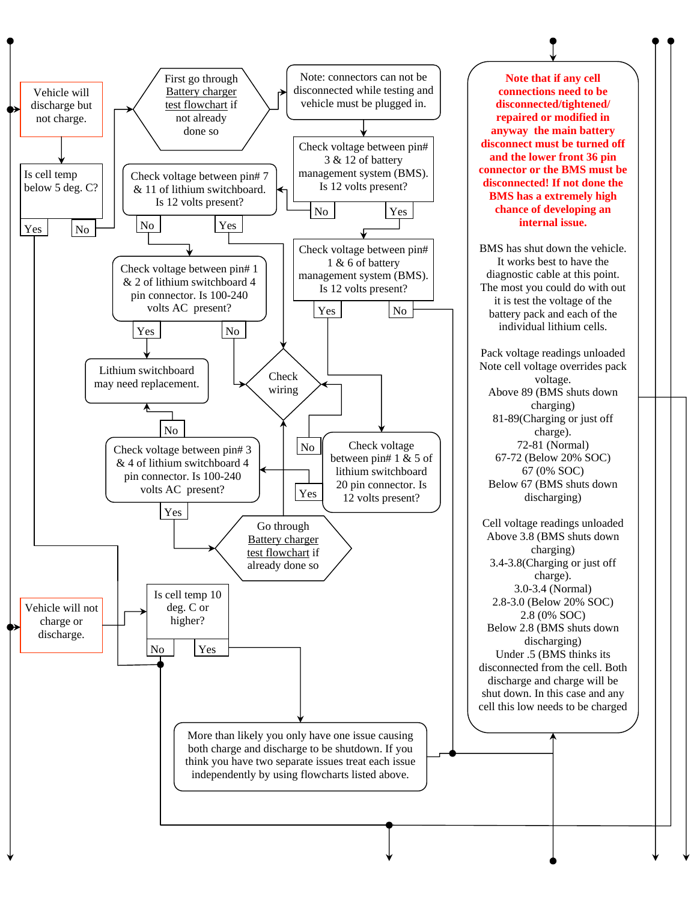Vehicle will discharge but not charge.

Is cell temp below 5 deg. C?

- Yes
- No

First go through Battery charger test flowchart if not already done so

Note: connectors can not be disconnected while testing and vehicle must be plugged in.

Check voltage between pin# 3 & 12 of battery management system (BMS). Is 12 volts present?

- No
- Yes

Check voltage between pin# 7 & 11 of lithium switchboard. Is 12 volts present?

- No
- Yes

Check voltage between pin# 1 & 6 of battery management system (BMS). Is 12 volts present?

- Yes
- No

Check voltage between pin# 1 & 2 of lithium switchboard 4 pin connector. Is 100-240 volts AC present?

- Yes
- No

Lithium switchboard may need replacement.

Check wiring

Check voltage between pin# 3 & 4 of lithium switchboard 4 pin connector. Is 100-240 volts AC present?

- No
- Yes

Check voltage between pin# 1 & 5 of lithium switchboard 20 pin connector. Is 12 volts present?

- No
- Yes

Go through Battery charger test flowchart if already done so

Vehicle will not charge or discharge.

Is cell temp 10 deg. C or higher?

- No
- Yes

More than likely you only have one issue causing both charge and discharge to be shutdown. If you think you have two separate issues treat each issue independently by using flowcharts listed above.

**Note that if any cell connections need to be disconnected/tightened/ repaired or modified in anyway the main battery disconnect must be turned off and the lower front 36 pin connector or the BMS must be disconnected! If not done the BMS has a extremely high chance of developing an internal issue.**

BMS has shut down the vehicle. It works best to have the diagnostic cable at this point. The most you could do with out it is test the voltage of the battery pack and each of the individual lithium cells.

Pack voltage readings unloaded
Note cell voltage overrides pack voltage.
Above 89 (BMS shuts down charging)
81-89(Charging or just off charge).
72-81 (Normal)
67-72 (Below 20% SOC)
67 (0% SOC)
Below 67 (BMS shuts down discharging)

Cell voltage readings unloaded
Above 3.8 (BMS shuts down charging)
3.4-3.8(Charging or just off charge).
3.0-3.4 (Normal)
2.8-3.0 (Below 20% SOC)
2.8 (0% SOC)
Below 2.8 (BMS shuts down discharging)
Under .5 (BMS thinks its disconnected from the cell. Both discharge and charge will be shut down. In this case and any cell this low needs to be charged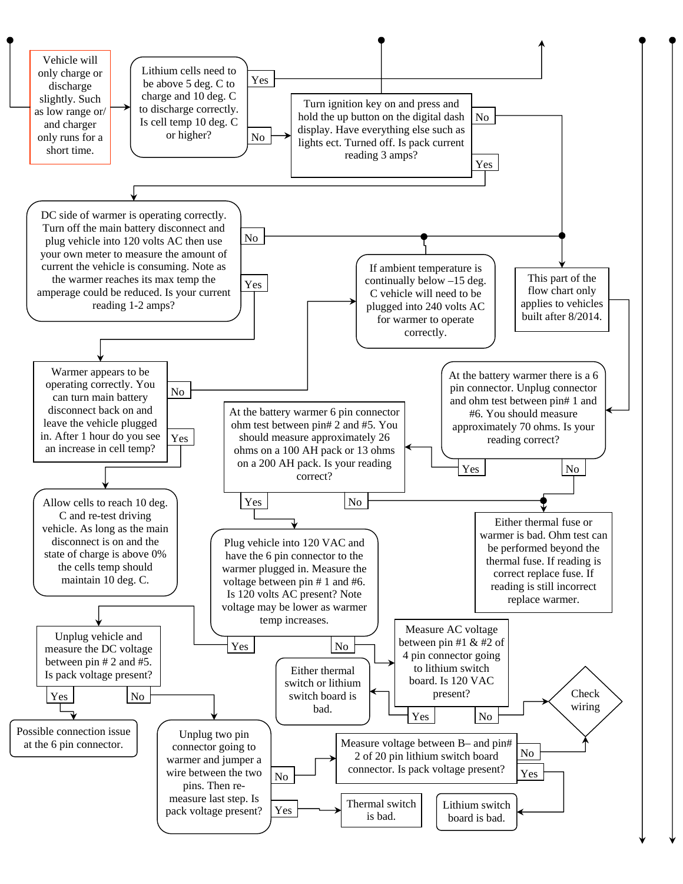Vehicle will only charge or discharge slightly. Such as low range or/ and charger only runs for a short time.

Lithium cells need to be above 5 deg. C to charge and 10 deg. C to discharge correctly. Is cell temp 10 deg. C or higher?

- Yes
- No

Turn ignition key on and press and hold the up button on the digital dash display. Have everything else such as lights ect. Turned off. Is pack current reading 3 amps?

- No
- Yes

DC side of warmer is operating correctly. Turn off the main battery disconnect and plug vehicle into 120 volts AC then use your own meter to measure the amount of current the vehicle is consuming. Note as the warmer reaches its max temp the amperage could be reduced. Is your current reading 1-2 amps?

- No
- Yes

If ambient temperature is continually below –15 deg. C vehicle will need to be plugged into 240 volts AC for warmer to operate correctly.

This part of the flow chart only applies to vehicles built after 8/2014.

Warmer appears to be operating correctly. You can turn main battery disconnect back on and leave the vehicle plugged in. After 1 hour do you see an increase in cell temp?

- No
- Yes

At the battery warmer there is a 6 pin connector. Unplug connector and ohm test between pin# 1 and #6. You should measure approximately 70 ohms. Is your reading correct?

- Yes
- No

At the battery warmer 6 pin connector ohm test between pin# 2 and #5. You should measure approximately 26 ohms on a 100 AH pack or 13 ohms on a 200 AH pack. Is your reading correct?

- Yes
- No

Allow cells to reach 10 deg. C and re-test driving vehicle. As long as the main disconnect is on and the state of charge is above 0% the cells temp should maintain 10 deg. C.

Either thermal fuse or warmer is bad. Ohm test can be performed beyond the thermal fuse. If reading is correct replace fuse. If reading is still incorrect replace warmer.

Plug vehicle into 120 VAC and have the 6 pin connector to the warmer plugged in. Measure the voltage between pin # 1 and #6. Is 120 volts AC present? Note voltage may be lower as warmer temp increases.

- Yes
- No

Unplug vehicle and measure the DC voltage between pin # 2 and #5. Is pack voltage present?

- Yes
- No

Measure AC voltage between pin #1 & #2 of 4 pin connector going to lithium switch board. Is 120 VAC present?

- Yes
- No

Either thermal switch or lithium switch board is bad.

Check wiring

Possible connection issue at the 6 pin connector.

Unplug two pin connector going to warmer and jumper a wire between the two pins. Then re-measure last step. Is pack voltage present?

- No
- Yes

Measure voltage between B– and pin# 2 of 20 pin lithium switch board connector. Is pack voltage present?

- No
- Yes

Thermal switch is bad.

Lithium switch board is bad.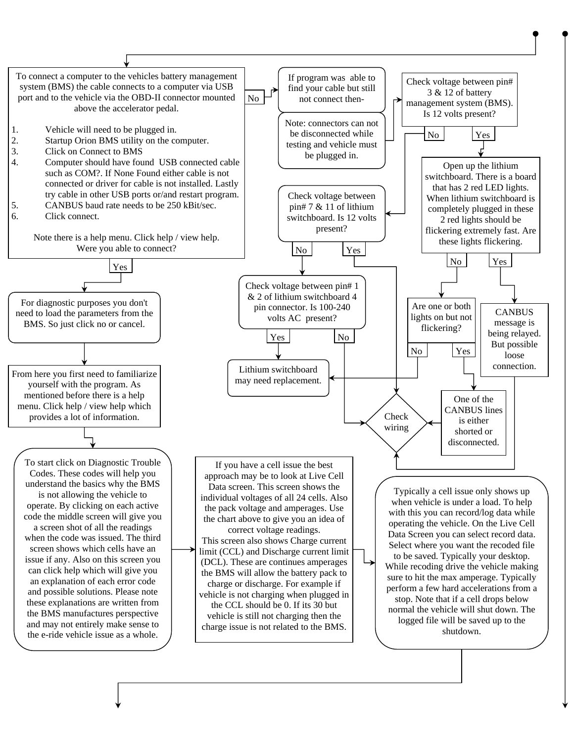To connect a computer to the vehicles battery management system (BMS) the cable connects to a computer via USB port and to the vehicle via the OBD-II connector mounted above the accelerator pedal.

1. Vehicle will need to be plugged in.
2. Startup Orion BMS utility on the computer.
3. Click on Connect to BMS
4. Computer should have found USB connected cable such as COM?. If None Found either cable is not connected or driver for cable is not installed. Lastly try cable in other USB ports or/and restart program.
5. CANBUS baud rate needs to be 250 kBit/sec.
6. Click connect.

Note there is a help menu. Click help / view help. Were you able to connect?

**No** →

If program was able to find your cable but still not connect then-

Note: connectors can not be disconnected while testing and vehicle must be plugged in.

Check voltage between pin# 3 & 12 of battery management system (BMS). Is 12 volts present?

- **No** → Check voltage between pin# 7 & 11 of lithium switchboard. Is 12 volts present?
  - **No** → Check voltage between pin# 1 & 2 of lithium switchboard 4 pin connector. Is 100-240 volts AC present?
    - **Yes** → Lithium switchboard may need replacement.
    - **No** → Check wiring
  - **Yes** → Check wiring
- **Yes** → Open up the lithium switchboard. There is a board that has 2 red LED lights. When lithium switchboard is completely plugged in these 2 red lights should be flickering extremely fast. Are these lights flickering.
  - **No** → Are one or both lights on but not flickering?
    - **No** → Lithium switchboard may need replacement.
    - **Yes** → One of the CANBUS lines is either shorted or disconnected. → Check wiring
  - **Yes** → CANBUS message is being relayed. But possible loose connection. → Check wiring

**Yes** →

For diagnostic purposes you don't need to load the parameters from the BMS. So just click no or cancel.

From here you first need to familiarize yourself with the program. As mentioned before there is a help menu. Click help / view help which provides a lot of information.

To start click on Diagnostic Trouble Codes. These codes will help you understand the basics why the BMS is not allowing the vehicle to operate. By clicking on each active code the middle screen will give you a screen shot of all the readings when the code was issued. The third screen shows which cells have an issue if any. Also on this screen you can click help which will give you an explanation of each error code and possible solutions. Please note these explanations are written from the BMS manufactures perspective and may not entirely make sense to the e-ride vehicle issue as a whole.

If you have a cell issue the best approach may be to look at Live Cell Data screen. This screen shows the individual voltages of all 24 cells. Also the pack voltage and amperages. Use the chart above to give you an idea of correct voltage readings.
This screen also shows Charge current limit (CCL) and Discharge current limit (DCL). These are continues amperages the BMS will allow the battery pack to charge or discharge. For example if vehicle is not charging when plugged in the CCL should be 0. If its 30 but vehicle is still not charging then the charge issue is not related to the BMS.

Typically a cell issue only shows up when vehicle is under a load. To help with this you can record/log data while operating the vehicle. On the Live Cell Data Screen you can select record data. Select where you want the recoded file to be saved. Typically your desktop. While recoding drive the vehicle making sure to hit the max amperage. Typically perform a few hard accelerations from a stop. Note that if a cell drops below normal the vehicle will shut down. The logged file will be saved up to the shutdown.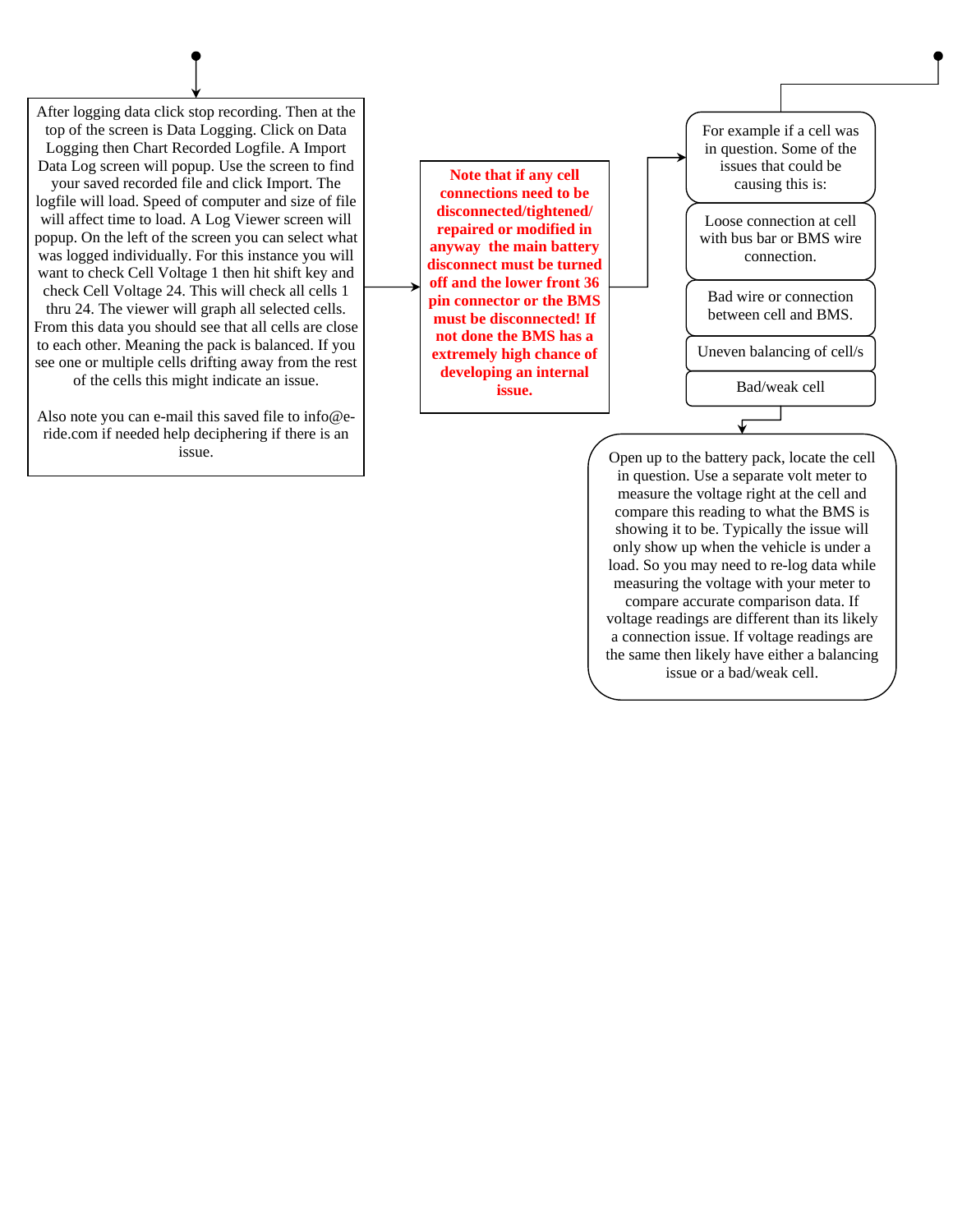After logging data click stop recording. Then at the top of the screen is Data Logging. Click on Data Logging then Chart Recorded Logfile. A Import Data Log screen will popup. Use the screen to find your saved recorded file and click Import. The logfile will load. Speed of computer and size of file will affect time to load. A Log Viewer screen will popup. On the left of the screen you can select what was logged individually. For this instance you will want to check Cell Voltage 1 then hit shift key and check Cell Voltage 24. This will check all cells 1 thru 24. The viewer will graph all selected cells. From this data you should see that all cells are close to each other. Meaning the pack is balanced. If you see one or multiple cells drifting away from the rest of the cells this might indicate an issue.

Also note you can e-mail this saved file to info@e-ride.com if needed help deciphering if there is an issue.

**Note that if any cell connections need to be disconnected/tightened/ repaired or modified in anyway the main battery disconnect must be turned off and the lower front 36 pin connector or the BMS must be disconnected! If not done the BMS has a extremely high chance of developing an internal issue.**

For example if a cell was in question. Some of the issues that could be causing this is:

Loose connection at cell with bus bar or BMS wire connection.

Bad wire or connection between cell and BMS.

Uneven balancing of cell/s

Bad/weak cell

Open up to the battery pack, locate the cell in question. Use a separate volt meter to measure the voltage right at the cell and compare this reading to what the BMS is showing it to be. Typically the issue will only show up when the vehicle is under a load. So you may need to re-log data while measuring the voltage with your meter to compare accurate comparison data. If voltage readings are different than its likely a connection issue. If voltage readings are the same then likely have either a balancing issue or a bad/weak cell.